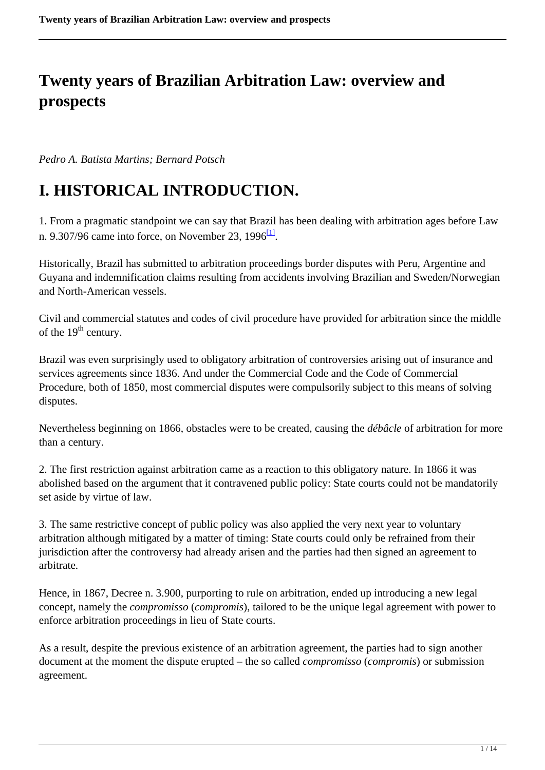# Twenty years of Brazilian Arbitration Law: overview and prospects

*Pedro A. Batista Martins; Bernard Potsch*

## I. HISTORICAL INTRODUCTION.

1. From a pragmatic standpoint we can say that Brazil has been dealing with arbitration ages before Law n. 9.307/96 came into force, on November 23, 1996[1].

Historically, Brazil has submitted to arbitration proceedings border disputes with Peru, Argentine and Guyana and indemnification claims resulting from accidents involving Brazilian and Sweden/Norwegian and North-American vessels.

Civil and commercial statutes and codes of civil procedure have provided for arbitration since the middle of the 19th century.

Brazil was even surprisingly used to obligatory arbitration of controversies arising out of insurance and services agreements since 1836. And under the Commercial Code and the Code of Commercial Procedure, both of 1850, most commercial disputes were compulsorily subject to this means of solving disputes.

Nevertheless beginning on 1866, obstacles were to be created, causing the *débâcle* of arbitration for more than a century.

2. The first restriction against arbitration came as a reaction to this obligatory nature. In 1866 it was abolished based on the argument that it contravened public policy: State courts could not be mandatorily set aside by virtue of law.

3. The same restrictive concept of public policy was also applied the very next year to voluntary arbitration although mitigated by a matter of timing: State courts could only be refrained from their jurisdiction after the controversy had already arisen and the parties had then signed an agreement to arbitrate.

Hence, in 1867, Decree n. 3.900, purporting to rule on arbitration, ended up introducing a new legal concept, namely the *compromisso* (*compromis*), tailored to be the unique legal agreement with power to enforce arbitration proceedings in lieu of State courts.

As a result, despite the previous existence of an arbitration agreement, the parties had to sign another document at the moment the dispute erupted – the so called *compromisso* (*compromis*) or submission agreement.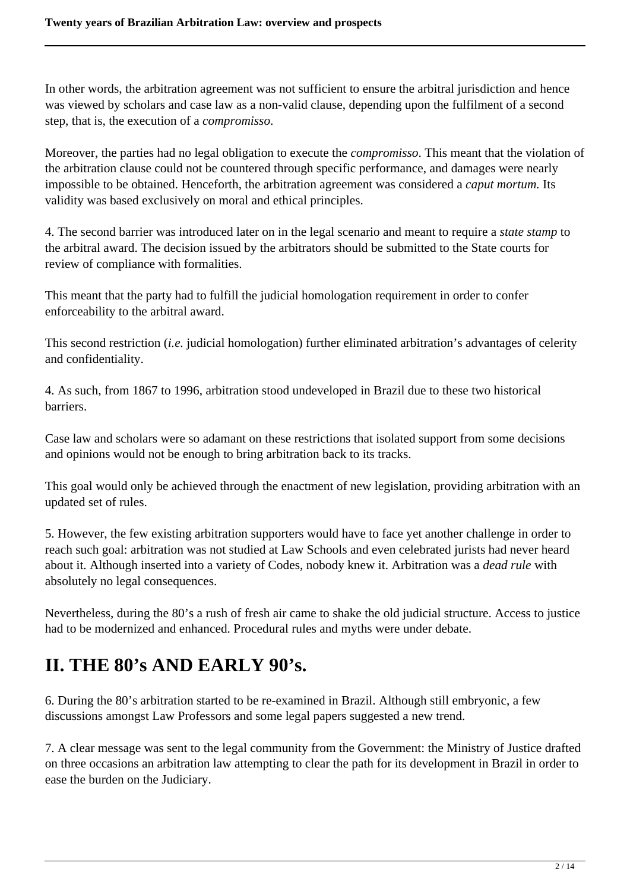In other words, the arbitration agreement was not sufficient to ensure the arbitral jurisdiction and hence was viewed by scholars and case law as a non-valid clause, depending upon the fulfilment of a second step, that is, the execution of a *compromisso*.

Moreover, the parties had no legal obligation to execute the *compromisso*. This meant that the violation of the arbitration clause could not be countered through specific performance, and damages were nearly impossible to be obtained. Henceforth, the arbitration agreement was considered a *caput mortum*. Its validity was based exclusively on moral and ethical principles.

4. The second barrier was introduced later on in the legal scenario and meant to require a *state stamp* to the arbitral award. The decision issued by the arbitrators should be submitted to the State courts for review of compliance with formalities.

This meant that the party had to fulfill the judicial homologation requirement in order to confer enforceability to the arbitral award.

This second restriction (*i.e.* judicial homologation) further eliminated arbitration's advantages of celerity and confidentiality.

4. As such, from 1867 to 1996, arbitration stood undeveloped in Brazil due to these two historical barriers.

Case law and scholars were so adamant on these restrictions that isolated support from some decisions and opinions would not be enough to bring arbitration back to its tracks.

This goal would only be achieved through the enactment of new legislation, providing arbitration with an updated set of rules.

5. However, the few existing arbitration supporters would have to face yet another challenge in order to reach such goal: arbitration was not studied at Law Schools and even celebrated jurists had never heard about it. Although inserted into a variety of Codes, nobody knew it. Arbitration was a *dead rule* with absolutely no legal consequences.

Nevertheless, during the 80's a rush of fresh air came to shake the old judicial structure. Access to justice had to be modernized and enhanced. Procedural rules and myths were under debate.

## II. THE 80's AND EARLY 90's.

6. During the 80's arbitration started to be re-examined in Brazil. Although still embryonic, a few discussions amongst Law Professors and some legal papers suggested a new trend.

7. A clear message was sent to the legal community from the Government: the Ministry of Justice drafted on three occasions an arbitration law attempting to clear the path for its development in Brazil in order to ease the burden on the Judiciary.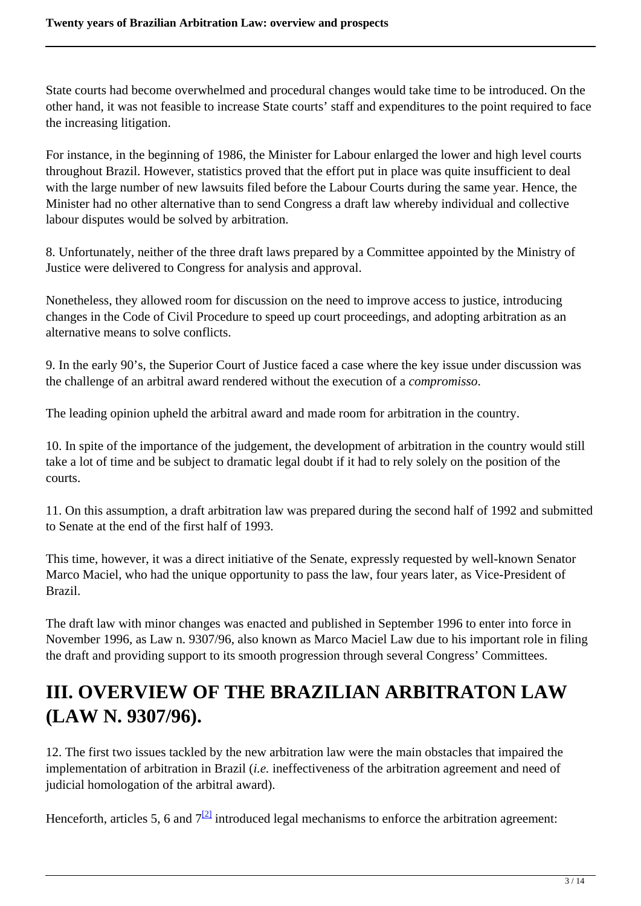State courts had become overwhelmed and procedural changes would take time to be introduced. On the other hand, it was not feasible to increase State courts' staff and expenditures to the point required to face the increasing litigation.

For instance, in the beginning of 1986, the Minister for Labour enlarged the lower and high level courts throughout Brazil. However, statistics proved that the effort put in place was quite insufficient to deal with the large number of new lawsuits filed before the Labour Courts during the same year. Hence, the Minister had no other alternative than to send Congress a draft law whereby individual and collective labour disputes would be solved by arbitration.

8. Unfortunately, neither of the three draft laws prepared by a Committee appointed by the Ministry of Justice were delivered to Congress for analysis and approval.

Nonetheless, they allowed room for discussion on the need to improve access to justice, introducing changes in the Code of Civil Procedure to speed up court proceedings, and adopting arbitration as an alternative means to solve conflicts.

9. In the early 90's, the Superior Court of Justice faced a case where the key issue under discussion was the challenge of an arbitral award rendered without the execution of a *compromisso*.

The leading opinion upheld the arbitral award and made room for arbitration in the country.

10. In spite of the importance of the judgement, the development of arbitration in the country would still take a lot of time and be subject to dramatic legal doubt if it had to rely solely on the position of the courts.

11. On this assumption, a draft arbitration law was prepared during the second half of 1992 and submitted to Senate at the end of the first half of 1993.

This time, however, it was a direct initiative of the Senate, expressly requested by well-known Senator Marco Maciel, who had the unique opportunity to pass the law, four years later, as Vice-President of Brazil.

The draft law with minor changes was enacted and published in September 1996 to enter into force in November 1996, as Law n. 9307/96, also known as Marco Maciel Law due to his important role in filing the draft and providing support to its smooth progression through several Congress' Committees.

# III. OVERVIEW OF THE BRAZILIAN ARBITRATON LAW (LAW N. 9307/96).

12. The first two issues tackled by the new arbitration law were the main obstacles that impaired the implementation of arbitration in Brazil (*i.e.* ineffectiveness of the arbitration agreement and need of judicial homologation of the arbitral award).

Henceforth, articles 5, 6 and 7[2] introduced legal mechanisms to enforce the arbitration agreement: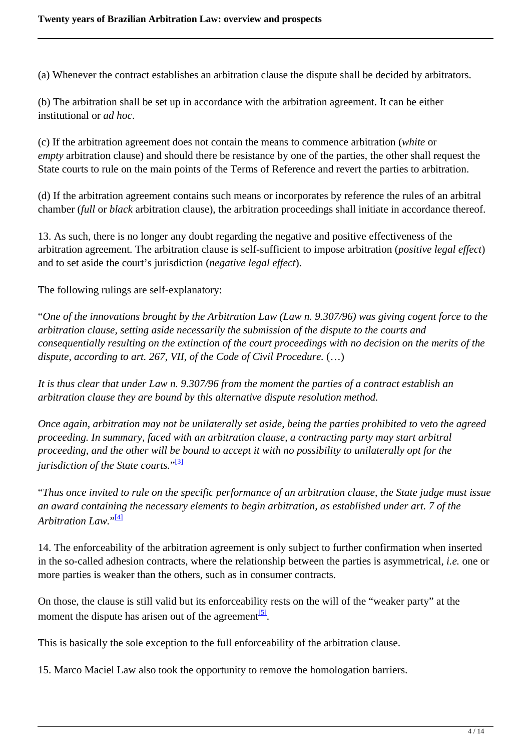(a) Whenever the contract establishes an arbitration clause the dispute shall be decided by arbitrators.

(b) The arbitration shall be set up in accordance with the arbitration agreement. It can be either institutional or *ad hoc*.

(c) If the arbitration agreement does not contain the means to commence arbitration (*white* or *empty* arbitration clause) and should there be resistance by one of the parties, the other shall request the State courts to rule on the main points of the Terms of Reference and revert the parties to arbitration.

(d) If the arbitration agreement contains such means or incorporates by reference the rules of an arbitral chamber (*full* or *black* arbitration clause), the arbitration proceedings shall initiate in accordance thereof.

13. As such, there is no longer any doubt regarding the negative and positive effectiveness of the arbitration agreement. The arbitration clause is self-sufficient to impose arbitration (*positive legal effect*) and to set aside the court's jurisdiction (*negative legal effect*).

The following rulings are self-explanatory:

"*One of the innovations brought by the Arbitration Law (Law n. 9.307/96) was giving cogent force to the arbitration clause, setting aside necessarily the submission of the dispute to the courts and consequentially resulting on the extinction of the court proceedings with no decision on the merits of the dispute, according to art. 267, VII, of the Code of Civil Procedure.* (…)

*It is thus clear that under Law n. 9.307/96 from the moment the parties of a contract establish an arbitration clause they are bound by this alternative dispute resolution method.*

*Once again, arbitration may not be unilaterally set aside, being the parties prohibited to veto the agreed proceeding. In summary, faced with an arbitration clause, a contracting party may start arbitral proceeding, and the other will be bound to accept it with no possibility to unilaterally opt for the jurisdiction of the State courts.*"[3]

"*Thus once invited to rule on the specific performance of an arbitration clause, the State judge must issue an award containing the necessary elements to begin arbitration, as established under art. 7 of the Arbitration Law.*"[4]

14. The enforceability of the arbitration agreement is only subject to further confirmation when inserted in the so-called adhesion contracts, where the relationship between the parties is asymmetrical, *i.e.* one or more parties is weaker than the others, such as in consumer contracts.

On those, the clause is still valid but its enforceability rests on the will of the "weaker party" at the moment the dispute has arisen out of the agreement[5].

This is basically the sole exception to the full enforceability of the arbitration clause.

15. Marco Maciel Law also took the opportunity to remove the homologation barriers.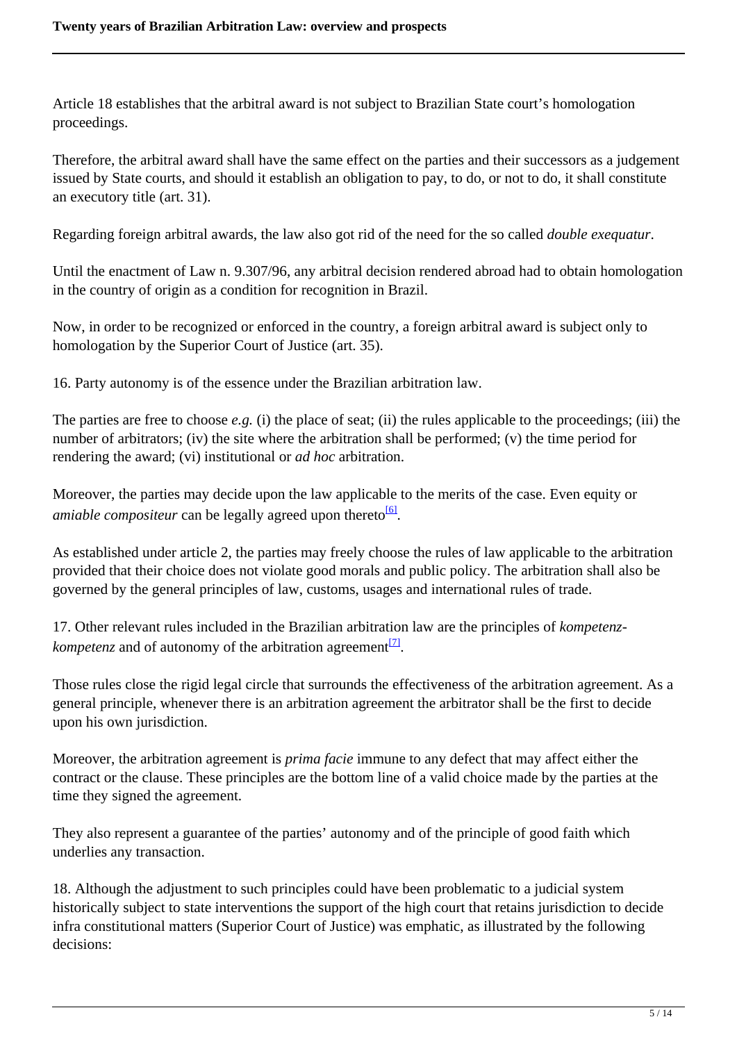Article 18 establishes that the arbitral award is not subject to Brazilian State court's homologation proceedings.

Therefore, the arbitral award shall have the same effect on the parties and their successors as a judgement issued by State courts, and should it establish an obligation to pay, to do, or not to do, it shall constitute an executory title (art. 31).

Regarding foreign arbitral awards, the law also got rid of the need for the so called *double exequatur*.

Until the enactment of Law n. 9.307/96, any arbitral decision rendered abroad had to obtain homologation in the country of origin as a condition for recognition in Brazil.

Now, in order to be recognized or enforced in the country, a foreign arbitral award is subject only to homologation by the Superior Court of Justice (art. 35).

16. Party autonomy is of the essence under the Brazilian arbitration law.

The parties are free to choose *e.g.* (i) the place of seat; (ii) the rules applicable to the proceedings; (iii) the number of arbitrators; (iv) the site where the arbitration shall be performed; (v) the time period for rendering the award; (vi) institutional or *ad hoc* arbitration.

Moreover, the parties may decide upon the law applicable to the merits of the case. Even equity or *amiable compositeur* can be legally agreed upon thereto[6].

As established under article 2, the parties may freely choose the rules of law applicable to the arbitration provided that their choice does not violate good morals and public policy. The arbitration shall also be governed by the general principles of law, customs, usages and international rules of trade.

17. Other relevant rules included in the Brazilian arbitration law are the principles of *kompetenz-kompetenz* and of autonomy of the arbitration agreement[7].

Those rules close the rigid legal circle that surrounds the effectiveness of the arbitration agreement. As a general principle, whenever there is an arbitration agreement the arbitrator shall be the first to decide upon his own jurisdiction.

Moreover, the arbitration agreement is *prima facie* immune to any defect that may affect either the contract or the clause. These principles are the bottom line of a valid choice made by the parties at the time they signed the agreement.

They also represent a guarantee of the parties' autonomy and of the principle of good faith which underlies any transaction.

18. Although the adjustment to such principles could have been problematic to a judicial system historically subject to state interventions the support of the high court that retains jurisdiction to decide infra constitutional matters (Superior Court of Justice) was emphatic, as illustrated by the following decisions: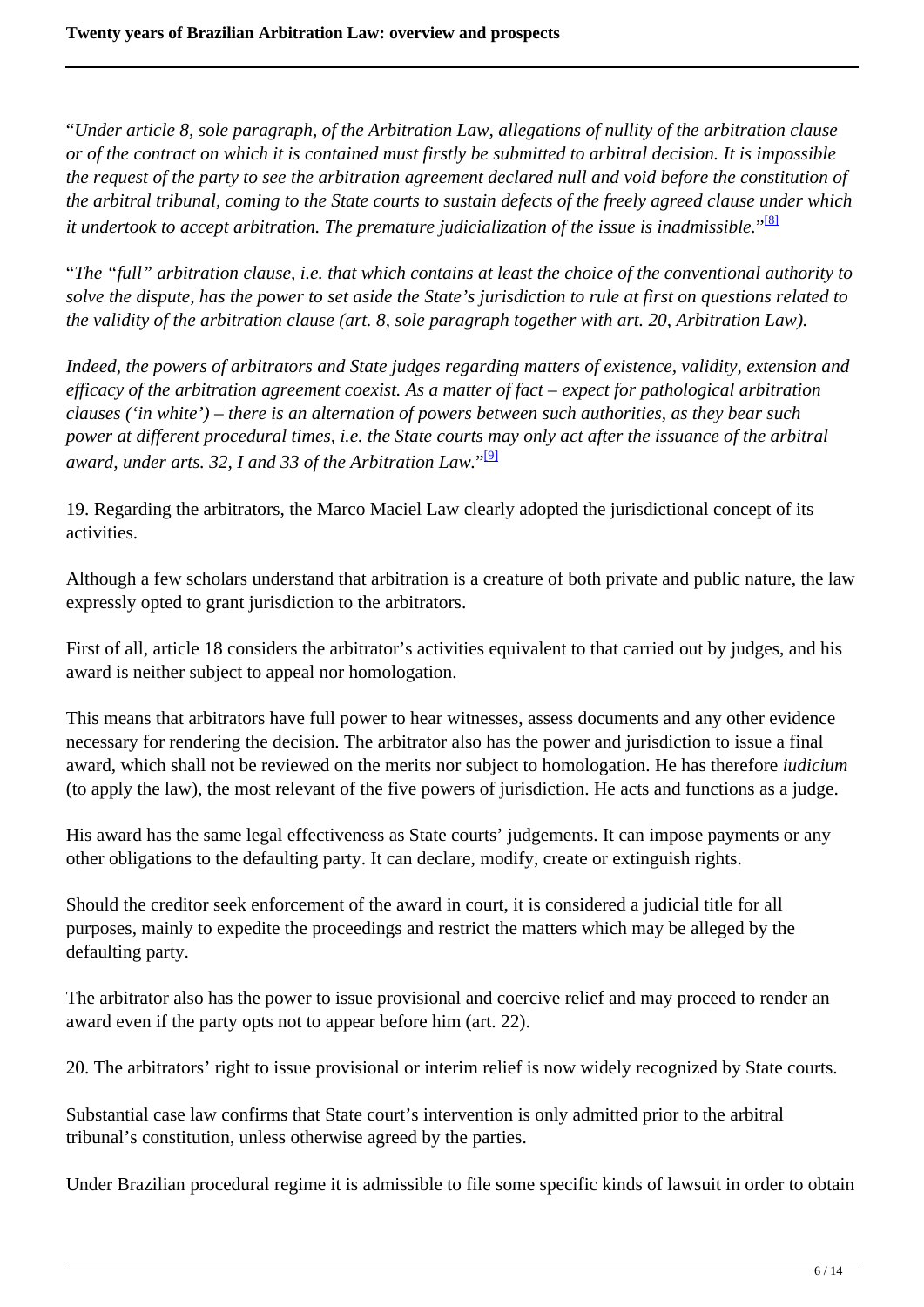"*Under article 8, sole paragraph, of the Arbitration Law, allegations of nullity of the arbitration clause or of the contract on which it is contained must firstly be submitted to arbitral decision. It is impossible the request of the party to see the arbitration agreement declared null and void before the constitution of the arbitral tribunal, coming to the State courts to sustain defects of the freely agreed clause under which it undertook to accept arbitration. The premature judicialization of the issue is inadmissible.*"[8]

"*The "full" arbitration clause, i.e. that which contains at least the choice of the conventional authority to solve the dispute, has the power to set aside the State's jurisdiction to rule at first on questions related to the validity of the arbitration clause (art. 8, sole paragraph together with art. 20, Arbitration Law).*

*Indeed, the powers of arbitrators and State judges regarding matters of existence, validity, extension and efficacy of the arbitration agreement coexist. As a matter of fact – expect for pathological arbitration clauses ('in white') – there is an alternation of powers between such authorities, as they bear such power at different procedural times, i.e. the State courts may only act after the issuance of the arbitral award, under arts. 32, I and 33 of the Arbitration Law.*"[9]

19. Regarding the arbitrators, the Marco Maciel Law clearly adopted the jurisdictional concept of its activities.

Although a few scholars understand that arbitration is a creature of both private and public nature, the law expressly opted to grant jurisdiction to the arbitrators.

First of all, article 18 considers the arbitrator's activities equivalent to that carried out by judges, and his award is neither subject to appeal nor homologation.

This means that arbitrators have full power to hear witnesses, assess documents and any other evidence necessary for rendering the decision. The arbitrator also has the power and jurisdiction to issue a final award, which shall not be reviewed on the merits nor subject to homologation. He has therefore *iudicium* (to apply the law), the most relevant of the five powers of jurisdiction. He acts and functions as a judge.

His award has the same legal effectiveness as State courts' judgements. It can impose payments or any other obligations to the defaulting party. It can declare, modify, create or extinguish rights.

Should the creditor seek enforcement of the award in court, it is considered a judicial title for all purposes, mainly to expedite the proceedings and restrict the matters which may be alleged by the defaulting party.

The arbitrator also has the power to issue provisional and coercive relief and may proceed to render an award even if the party opts not to appear before him (art. 22).

20. The arbitrators' right to issue provisional or interim relief is now widely recognized by State courts.

Substantial case law confirms that State court's intervention is only admitted prior to the arbitral tribunal's constitution, unless otherwise agreed by the parties.

Under Brazilian procedural regime it is admissible to file some specific kinds of lawsuit in order to obtain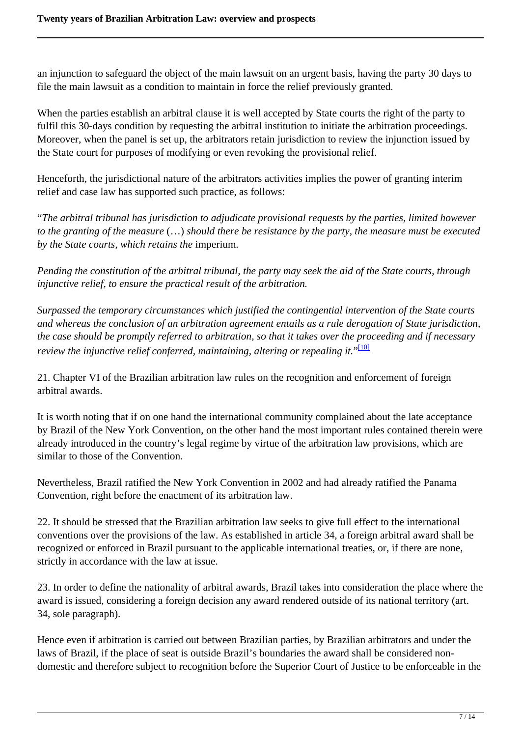an injunction to safeguard the object of the main lawsuit on an urgent basis, having the party 30 days to file the main lawsuit as a condition to maintain in force the relief previously granted.

When the parties establish an arbitral clause it is well accepted by State courts the right of the party to fulfil this 30-days condition by requesting the arbitral institution to initiate the arbitration proceedings. Moreover, when the panel is set up, the arbitrators retain jurisdiction to review the injunction issued by the State court for purposes of modifying or even revoking the provisional relief.

Henceforth, the jurisdictional nature of the arbitrators activities implies the power of granting interim relief and case law has supported such practice, as follows:

"*The arbitral tribunal has jurisdiction to adjudicate provisional requests by the parties, limited however to the granting of the measure* (…) *should there be resistance by the party, the measure must be executed by the State courts, which retains the* imperium*.*

*Pending the constitution of the arbitral tribunal, the party may seek the aid of the State courts, through injunctive relief, to ensure the practical result of the arbitration.*

*Surpassed the temporary circumstances which justified the contingential intervention of the State courts and whereas the conclusion of an arbitration agreement entails as a rule derogation of State jurisdiction, the case should be promptly referred to arbitration, so that it takes over the proceeding and if necessary review the injunctive relief conferred, maintaining, altering or repealing it.*"[10]

21. Chapter VI of the Brazilian arbitration law rules on the recognition and enforcement of foreign arbitral awards.

It is worth noting that if on one hand the international community complained about the late acceptance by Brazil of the New York Convention, on the other hand the most important rules contained therein were already introduced in the country's legal regime by virtue of the arbitration law provisions, which are similar to those of the Convention.

Nevertheless, Brazil ratified the New York Convention in 2002 and had already ratified the Panama Convention, right before the enactment of its arbitration law.

22. It should be stressed that the Brazilian arbitration law seeks to give full effect to the international conventions over the provisions of the law. As established in article 34, a foreign arbitral award shall be recognized or enforced in Brazil pursuant to the applicable international treaties, or, if there are none, strictly in accordance with the law at issue.

23. In order to define the nationality of arbitral awards, Brazil takes into consideration the place where the award is issued, considering a foreign decision any award rendered outside of its national territory (art. 34, sole paragraph).

Hence even if arbitration is carried out between Brazilian parties, by Brazilian arbitrators and under the laws of Brazil, if the place of seat is outside Brazil's boundaries the award shall be considered non-domestic and therefore subject to recognition before the Superior Court of Justice to be enforceable in the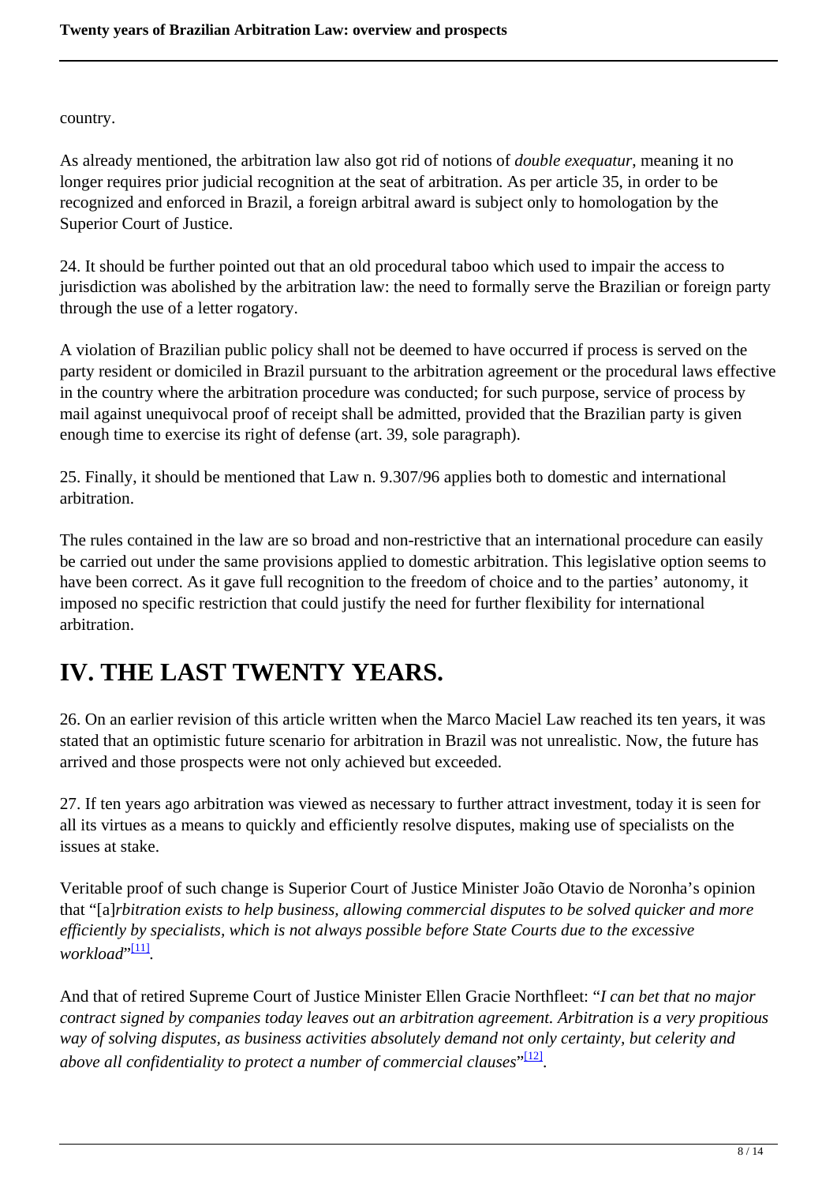country.

As already mentioned, the arbitration law also got rid of notions of *double exequatur*, meaning it no longer requires prior judicial recognition at the seat of arbitration. As per article 35, in order to be recognized and enforced in Brazil, a foreign arbitral award is subject only to homologation by the Superior Court of Justice.

24. It should be further pointed out that an old procedural taboo which used to impair the access to jurisdiction was abolished by the arbitration law: the need to formally serve the Brazilian or foreign party through the use of a letter rogatory.

A violation of Brazilian public policy shall not be deemed to have occurred if process is served on the party resident or domiciled in Brazil pursuant to the arbitration agreement or the procedural laws effective in the country where the arbitration procedure was conducted; for such purpose, service of process by mail against unequivocal proof of receipt shall be admitted, provided that the Brazilian party is given enough time to exercise its right of defense (art. 39, sole paragraph).

25. Finally, it should be mentioned that Law n. 9.307/96 applies both to domestic and international arbitration.

The rules contained in the law are so broad and non-restrictive that an international procedure can easily be carried out under the same provisions applied to domestic arbitration. This legislative option seems to have been correct. As it gave full recognition to the freedom of choice and to the parties' autonomy, it imposed no specific restriction that could justify the need for further flexibility for international arbitration.

# IV. THE LAST TWENTY YEARS.

26. On an earlier revision of this article written when the Marco Maciel Law reached its ten years, it was stated that an optimistic future scenario for arbitration in Brazil was not unrealistic. Now, the future has arrived and those prospects were not only achieved but exceeded.

27. If ten years ago arbitration was viewed as necessary to further attract investment, today it is seen for all its virtues as a means to quickly and efficiently resolve disputes, making use of specialists on the issues at stake.

Veritable proof of such change is Superior Court of Justice Minister João Otavio de Noronha's opinion that "[a]*rbitration exists to help business, allowing commercial disputes to be solved quicker and more efficiently by specialists, which is not always possible before State Courts due to the excessive workload*"[11].

And that of retired Supreme Court of Justice Minister Ellen Gracie Northfleet: "*I can bet that no major contract signed by companies today leaves out an arbitration agreement. Arbitration is a very propitious way of solving disputes, as business activities absolutely demand not only certainty, but celerity and above all confidentiality to protect a number of commercial clauses*"[12].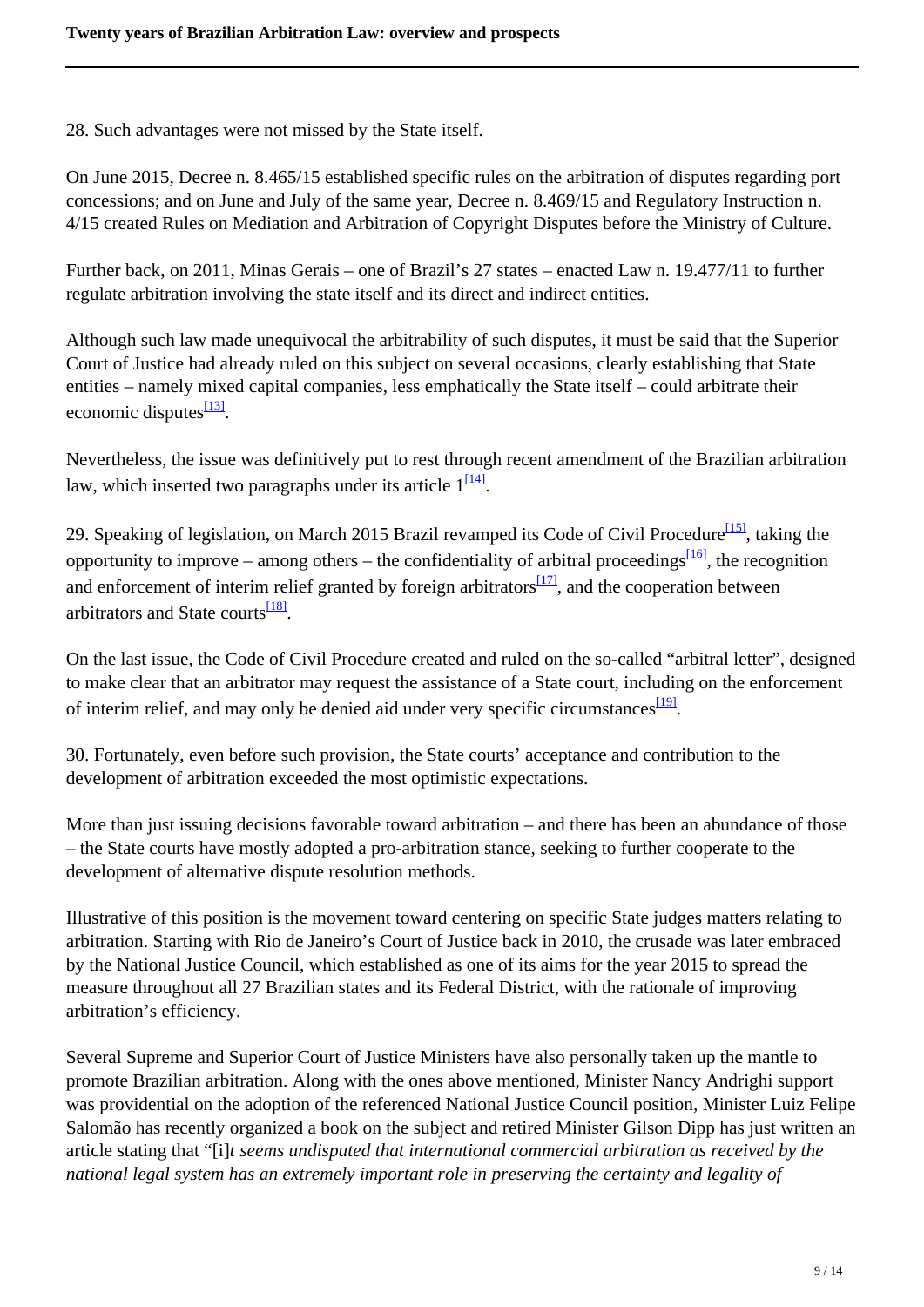28. Such advantages were not missed by the State itself.

On June 2015, Decree n. 8.465/15 established specific rules on the arbitration of disputes regarding port concessions; and on June and July of the same year, Decree n. 8.469/15 and Regulatory Instruction n. 4/15 created Rules on Mediation and Arbitration of Copyright Disputes before the Ministry of Culture.

Further back, on 2011, Minas Gerais – one of Brazil's 27 states – enacted Law n. 19.477/11 to further regulate arbitration involving the state itself and its direct and indirect entities.

Although such law made unequivocal the arbitrability of such disputes, it must be said that the Superior Court of Justice had already ruled on this subject on several occasions, clearly establishing that State entities – namely mixed capital companies, less emphatically the State itself – could arbitrate their economic disputes[13].

Nevertheless, the issue was definitively put to rest through recent amendment of the Brazilian arbitration law, which inserted two paragraphs under its article 1[14].

29. Speaking of legislation, on March 2015 Brazil revamped its Code of Civil Procedure[15], taking the opportunity to improve – among others – the confidentiality of arbitral proceedings[16], the recognition and enforcement of interim relief granted by foreign arbitrators[17], and the cooperation between arbitrators and State courts[18].

On the last issue, the Code of Civil Procedure created and ruled on the so-called "arbitral letter", designed to make clear that an arbitrator may request the assistance of a State court, including on the enforcement of interim relief, and may only be denied aid under very specific circumstances[19].

30. Fortunately, even before such provision, the State courts' acceptance and contribution to the development of arbitration exceeded the most optimistic expectations.

More than just issuing decisions favorable toward arbitration – and there has been an abundance of those – the State courts have mostly adopted a pro-arbitration stance, seeking to further cooperate to the development of alternative dispute resolution methods.

Illustrative of this position is the movement toward centering on specific State judges matters relating to arbitration. Starting with Rio de Janeiro's Court of Justice back in 2010, the crusade was later embraced by the National Justice Council, which established as one of its aims for the year 2015 to spread the measure throughout all 27 Brazilian states and its Federal District, with the rationale of improving arbitration's efficiency.

Several Supreme and Superior Court of Justice Ministers have also personally taken up the mantle to promote Brazilian arbitration. Along with the ones above mentioned, Minister Nancy Andrighi support was providential on the adoption of the referenced National Justice Council position, Minister Luiz Felipe Salomão has recently organized a book on the subject and retired Minister Gilson Dipp has just written an article stating that "[i]*t seems undisputed that international commercial arbitration as received by the national legal system has an extremely important role in preserving the certainty and legality of*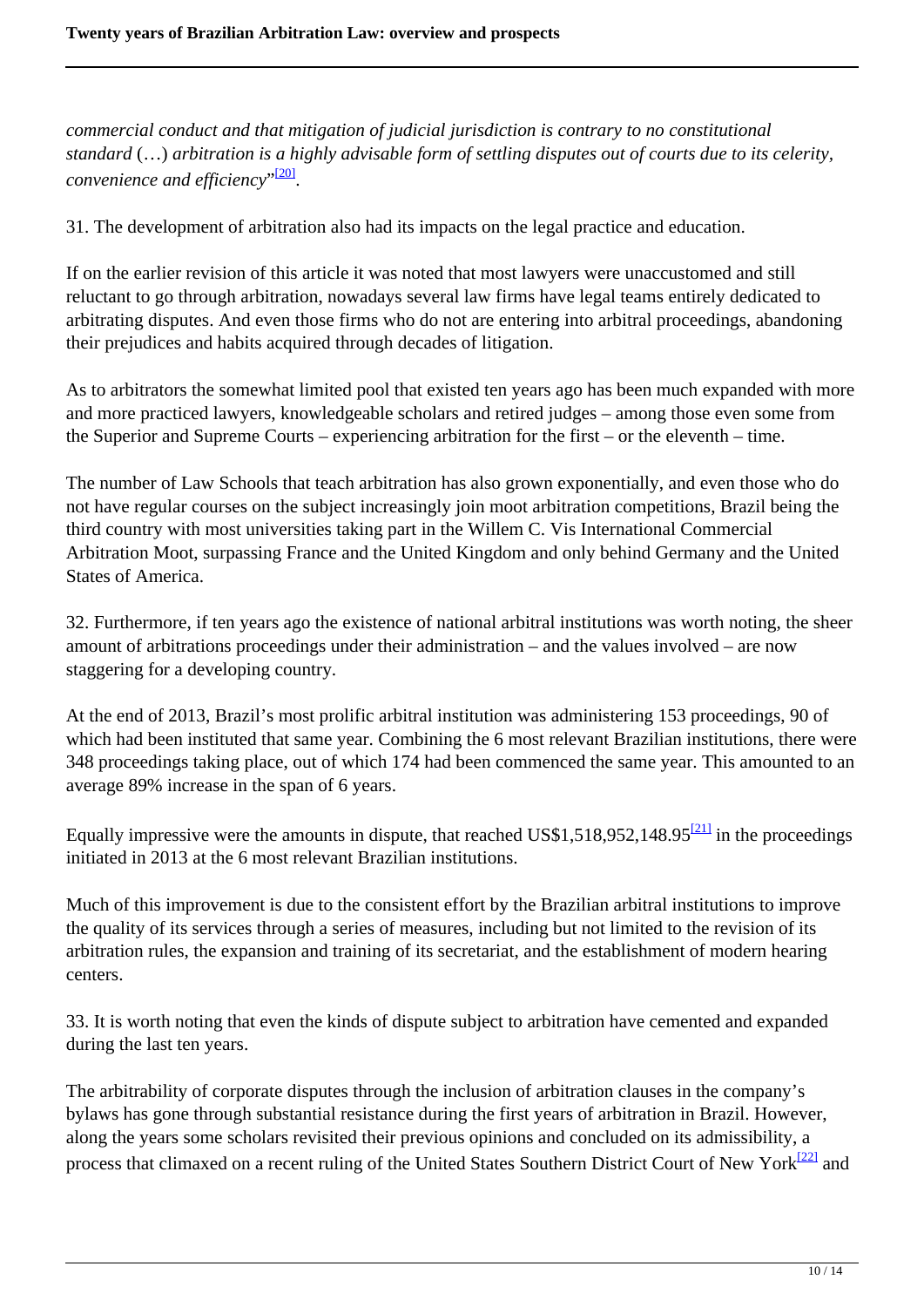*commercial conduct and that mitigation of judicial jurisdiction is contrary to no constitutional standard* (…) *arbitration is a highly advisable form of settling disputes out of courts due to its celerity, convenience and efficiency*"[20].

31. The development of arbitration also had its impacts on the legal practice and education.

If on the earlier revision of this article it was noted that most lawyers were unaccustomed and still reluctant to go through arbitration, nowadays several law firms have legal teams entirely dedicated to arbitrating disputes. And even those firms who do not are entering into arbitral proceedings, abandoning their prejudices and habits acquired through decades of litigation.

As to arbitrators the somewhat limited pool that existed ten years ago has been much expanded with more and more practiced lawyers, knowledgeable scholars and retired judges – among those even some from the Superior and Supreme Courts – experiencing arbitration for the first – or the eleventh – time.

The number of Law Schools that teach arbitration has also grown exponentially, and even those who do not have regular courses on the subject increasingly join moot arbitration competitions, Brazil being the third country with most universities taking part in the Willem C. Vis International Commercial Arbitration Moot, surpassing France and the United Kingdom and only behind Germany and the United States of America.

32. Furthermore, if ten years ago the existence of national arbitral institutions was worth noting, the sheer amount of arbitrations proceedings under their administration – and the values involved – are now staggering for a developing country.

At the end of 2013, Brazil's most prolific arbitral institution was administering 153 proceedings, 90 of which had been instituted that same year. Combining the 6 most relevant Brazilian institutions, there were 348 proceedings taking place, out of which 174 had been commenced the same year. This amounted to an average 89% increase in the span of 6 years.

Equally impressive were the amounts in dispute, that reached US$1,518,952,148.95[21] in the proceedings initiated in 2013 at the 6 most relevant Brazilian institutions.

Much of this improvement is due to the consistent effort by the Brazilian arbitral institutions to improve the quality of its services through a series of measures, including but not limited to the revision of its arbitration rules, the expansion and training of its secretariat, and the establishment of modern hearing centers.

33. It is worth noting that even the kinds of dispute subject to arbitration have cemented and expanded during the last ten years.

The arbitrability of corporate disputes through the inclusion of arbitration clauses in the company's bylaws has gone through substantial resistance during the first years of arbitration in Brazil. However, along the years some scholars revisited their previous opinions and concluded on its admissibility, a process that climaxed on a recent ruling of the United States Southern District Court of New York[22] and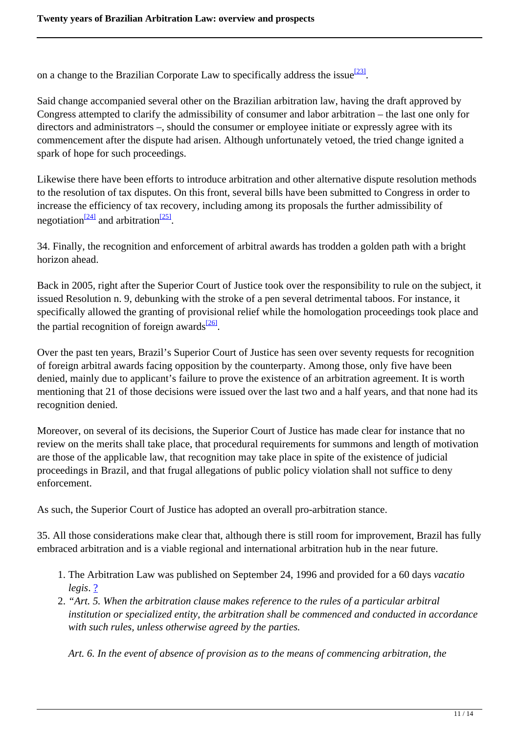on a change to the Brazilian Corporate Law to specifically address the issue[23].

Said change accompanied several other on the Brazilian arbitration law, having the draft approved by Congress attempted to clarify the admissibility of consumer and labor arbitration – the last one only for directors and administrators –, should the consumer or employee initiate or expressly agree with its commencement after the dispute had arisen. Although unfortunately vetoed, the tried change ignited a spark of hope for such proceedings.

Likewise there have been efforts to introduce arbitration and other alternative dispute resolution methods to the resolution of tax disputes. On this front, several bills have been submitted to Congress in order to increase the efficiency of tax recovery, including among its proposals the further admissibility of negotiation[24] and arbitration[25].

34. Finally, the recognition and enforcement of arbitral awards has trodden a golden path with a bright horizon ahead.

Back in 2005, right after the Superior Court of Justice took over the responsibility to rule on the subject, it issued Resolution n. 9, debunking with the stroke of a pen several detrimental taboos. For instance, it specifically allowed the granting of provisional relief while the homologation proceedings took place and the partial recognition of foreign awards[26].

Over the past ten years, Brazil's Superior Court of Justice has seen over seventy requests for recognition of foreign arbitral awards facing opposition by the counterparty. Among those, only five have been denied, mainly due to applicant's failure to prove the existence of an arbitration agreement. It is worth mentioning that 21 of those decisions were issued over the last two and a half years, and that none had its recognition denied.

Moreover, on several of its decisions, the Superior Court of Justice has made clear for instance that no review on the merits shall take place, that procedural requirements for summons and length of motivation are those of the applicable law, that recognition may take place in spite of the existence of judicial proceedings in Brazil, and that frugal allegations of public policy violation shall not suffice to deny enforcement.

As such, the Superior Court of Justice has adopted an overall pro-arbitration stance.

35. All those considerations make clear that, although there is still room for improvement, Brazil has fully embraced arbitration and is a viable regional and international arbitration hub in the near future.

1. The Arbitration Law was published on September 24, 1996 and provided for a 60 days *vacatio legis*. ?
2. *"Art. 5. When the arbitration clause makes reference to the rules of a particular arbitral institution or specialized entity, the arbitration shall be commenced and conducted in accordance with such rules, unless otherwise agreed by the parties.*

   *Art. 6. In the event of absence of provision as to the means of commencing arbitration, the*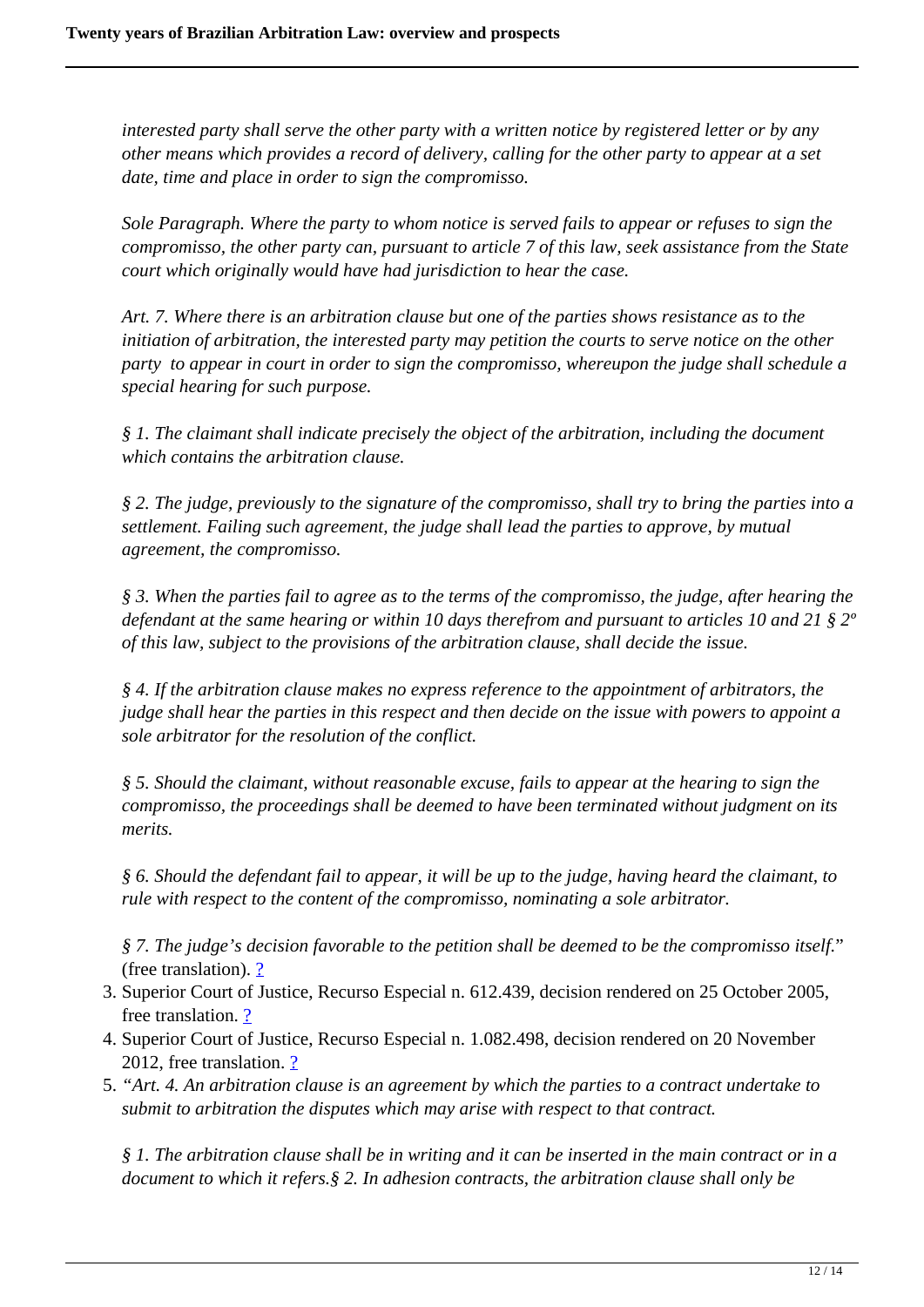*interested party shall serve the other party with a written notice by registered letter or by any other means which provides a record of delivery, calling for the other party to appear at a set date, time and place in order to sign the compromisso.*

*Sole Paragraph. Where the party to whom notice is served fails to appear or refuses to sign the compromisso, the other party can, pursuant to article 7 of this law, seek assistance from the State court which originally would have had jurisdiction to hear the case.*

*Art. 7. Where there is an arbitration clause but one of the parties shows resistance as to the initiation of arbitration, the interested party may petition the courts to serve notice on the other party to appear in court in order to sign the compromisso, whereupon the judge shall schedule a special hearing for such purpose.*

*§ 1. The claimant shall indicate precisely the object of the arbitration, including the document which contains the arbitration clause.*

*§ 2. The judge, previously to the signature of the compromisso, shall try to bring the parties into a settlement. Failing such agreement, the judge shall lead the parties to approve, by mutual agreement, the compromisso.*

*§ 3. When the parties fail to agree as to the terms of the compromisso, the judge, after hearing the defendant at the same hearing or within 10 days therefrom and pursuant to articles 10 and 21 § 2º of this law, subject to the provisions of the arbitration clause, shall decide the issue.*

*§ 4. If the arbitration clause makes no express reference to the appointment of arbitrators, the judge shall hear the parties in this respect and then decide on the issue with powers to appoint a sole arbitrator for the resolution of the conflict.*

*§ 5. Should the claimant, without reasonable excuse, fails to appear at the hearing to sign the compromisso, the proceedings shall be deemed to have been terminated without judgment on its merits.*

*§ 6. Should the defendant fail to appear, it will be up to the judge, having heard the claimant, to rule with respect to the content of the compromisso, nominating a sole arbitrator.*

*§ 7. The judge's decision favorable to the petition shall be deemed to be the compromisso itself.*" (free translation). ?

3. Superior Court of Justice, Recurso Especial n. 612.439, decision rendered on 25 October 2005, free translation. ?
4. Superior Court of Justice, Recurso Especial n. 1.082.498, decision rendered on 20 November 2012, free translation. ?
5. "*Art. 4. An arbitration clause is an agreement by which the parties to a contract undertake to submit to arbitration the disputes which may arise with respect to that contract.*

   *§ 1. The arbitration clause shall be in writing and it can be inserted in the main contract or in a document to which it refers.§ 2. In adhesion contracts, the arbitration clause shall only be*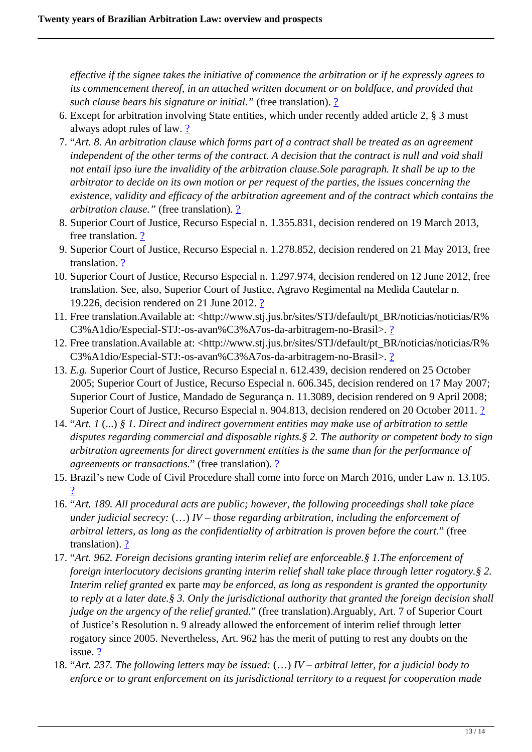*effective if the signee takes the initiative of commence the arbitration or if he expressly agrees to its commencement thereof, in an attached written document or on boldface, and provided that such clause bears his signature or initial."* (free translation). ?

6. Except for arbitration involving State entities, which under recently added article 2, § 3 must always adopt rules of law. ?
7. "*Art. 8. An arbitration clause which forms part of a contract shall be treated as an agreement independent of the other terms of the contract. A decision that the contract is null and void shall not entail ipso iure the invalidity of the arbitration clause.Sole paragraph. It shall be up to the arbitrator to decide on its own motion or per request of the parties, the issues concerning the existence, validity and efficacy of the arbitration agreement and of the contract which contains the arbitration clause."* (free translation). ?
8. Superior Court of Justice, Recurso Especial n. 1.355.831, decision rendered on 19 March 2013, free translation. ?
9. Superior Court of Justice, Recurso Especial n. 1.278.852, decision rendered on 21 May 2013, free translation. ?
10. Superior Court of Justice, Recurso Especial n. 1.297.974, decision rendered on 12 June 2012, free translation. See, also, Superior Court of Justice, Agravo Regimental na Medida Cautelar n. 19.226, decision rendered on 21 June 2012. ?
11. Free translation.Available at: <http://www.stj.jus.br/sites/STJ/default/pt_BR/noticias/noticias/R%C3%A1dio/Especial-STJ:-os-avan%C3%A7os-da-arbitragem-no-Brasil>. ?
12. Free translation.Available at: <http://www.stj.jus.br/sites/STJ/default/pt_BR/noticias/noticias/R%C3%A1dio/Especial-STJ:-os-avan%C3%A7os-da-arbitragem-no-Brasil>. ?
13. *E.g.* Superior Court of Justice, Recurso Especial n. 612.439, decision rendered on 25 October 2005; Superior Court of Justice, Recurso Especial n. 606.345, decision rendered on 17 May 2007; Superior Court of Justice, Mandado de Segurança n. 11.3089, decision rendered on 9 April 2008; Superior Court of Justice, Recurso Especial n. 904.813, decision rendered on 20 October 2011. ?
14. "*Art. 1* (...) *§ 1. Direct and indirect government entities may make use of arbitration to settle disputes regarding commercial and disposable rights.§ 2. The authority or competent body to sign arbitration agreements for direct government entities is the same than for the performance of agreements or transactions.*" (free translation). ?
15. Brazil's new Code of Civil Procedure shall come into force on March 2016, under Law n. 13.105. ?
16. "*Art. 189. All procedural acts are public; however, the following proceedings shall take place under judicial secrecy:* (…) *IV – those regarding arbitration, including the enforcement of arbitral letters, as long as the confidentiality of arbitration is proven before the court.*" (free translation). ?
17. "*Art. 962. Foreign decisions granting interim relief are enforceable.§ 1.The enforcement of foreign interlocutory decisions granting interim relief shall take place through letter rogatory.§ 2. Interim relief granted* ex parte *may be enforced, as long as respondent is granted the opportunity to reply at a later date.§ 3. Only the jurisdictional authority that granted the foreign decision shall judge on the urgency of the relief granted.*" (free translation).Arguably, Art. 7 of Superior Court of Justice's Resolution n. 9 already allowed the enforcement of interim relief through letter rogatory since 2005. Nevertheless, Art. 962 has the merit of putting to rest any doubts on the issue. ?
18. "*Art. 237. The following letters may be issued:* (…) *IV – arbitral letter, for a judicial body to enforce or to grant enforcement on its jurisdictional territory to a request for cooperation made*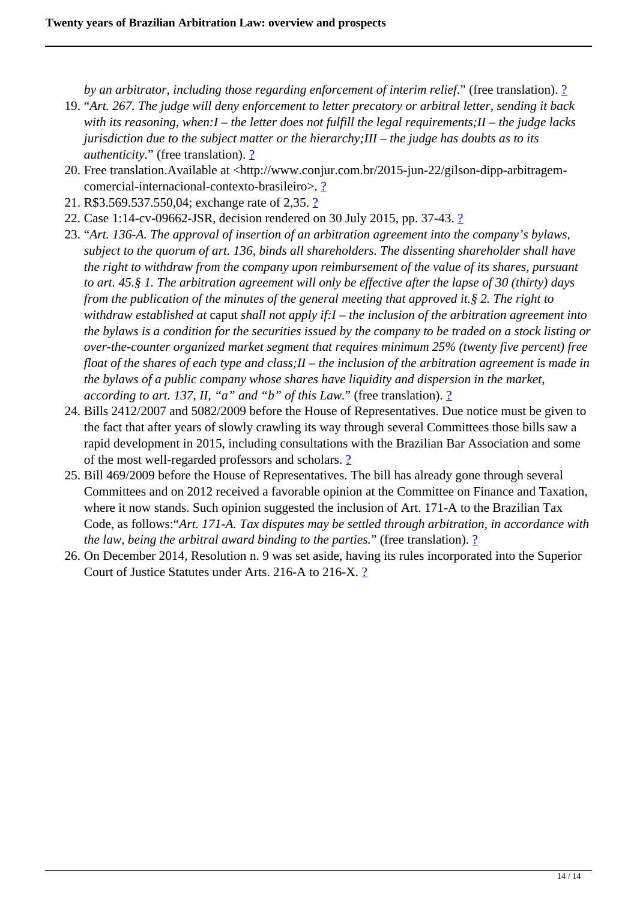*by an arbitrator, including those regarding enforcement of interim relief*." (free translation). ?

19. "*Art. 267. The judge will deny enforcement to letter precatory or arbitral letter, sending it back with its reasoning, when:I – the letter does not fulfill the legal requirements;II – the judge lacks jurisdiction due to the subject matter or the hierarchy;III – the judge has doubts as to its authenticity.*" (free translation). ?
20. Free translation.Available at <http://www.conjur.com.br/2015-jun-22/gilson-dipp-arbitragem-comercial-internacional-contexto-brasileiro>. ?
21. R$3.569.537.550,04; exchange rate of 2,35. ?
22. Case 1:14-cv-09662-JSR, decision rendered on 30 July 2015, pp. 37-43. ?
23. "*Art. 136-A. The approval of insertion of an arbitration agreement into the company's bylaws, subject to the quorum of art. 136, binds all shareholders. The dissenting shareholder shall have the right to withdraw from the company upon reimbursement of the value of its shares, pursuant to art. 45.§ 1. The arbitration agreement will only be effective after the lapse of 30 (thirty) days from the publication of the minutes of the general meeting that approved it.§ 2. The right to withdraw established at* caput *shall not apply if:I – the inclusion of the arbitration agreement into the bylaws is a condition for the securities issued by the company to be traded on a stock listing or over-the-counter organized market segment that requires minimum 25% (twenty five percent) free float of the shares of each type and class;II – the inclusion of the arbitration agreement is made in the bylaws of a public company whose shares have liquidity and dispersion in the market, according to art. 137, II, "a" and "b" of this Law.*" (free translation). ?
24. Bills 2412/2007 and 5082/2009 before the House of Representatives. Due notice must be given to the fact that after years of slowly crawling its way through several Committees those bills saw a rapid development in 2015, including consultations with the Brazilian Bar Association and some of the most well-regarded professors and scholars. ?
25. Bill 469/2009 before the House of Representatives. The bill has already gone through several Committees and on 2012 received a favorable opinion at the Committee on Finance and Taxation, where it now stands. Such opinion suggested the inclusion of Art. 171-A to the Brazilian Tax Code, as follows:"*Art. 171-A. Tax disputes may be settled through arbitration, in accordance with the law, being the arbitral award binding to the parties.*" (free translation). ?
26. On December 2014, Resolution n. 9 was set aside, having its rules incorporated into the Superior Court of Justice Statutes under Arts. 216-A to 216-X. ?